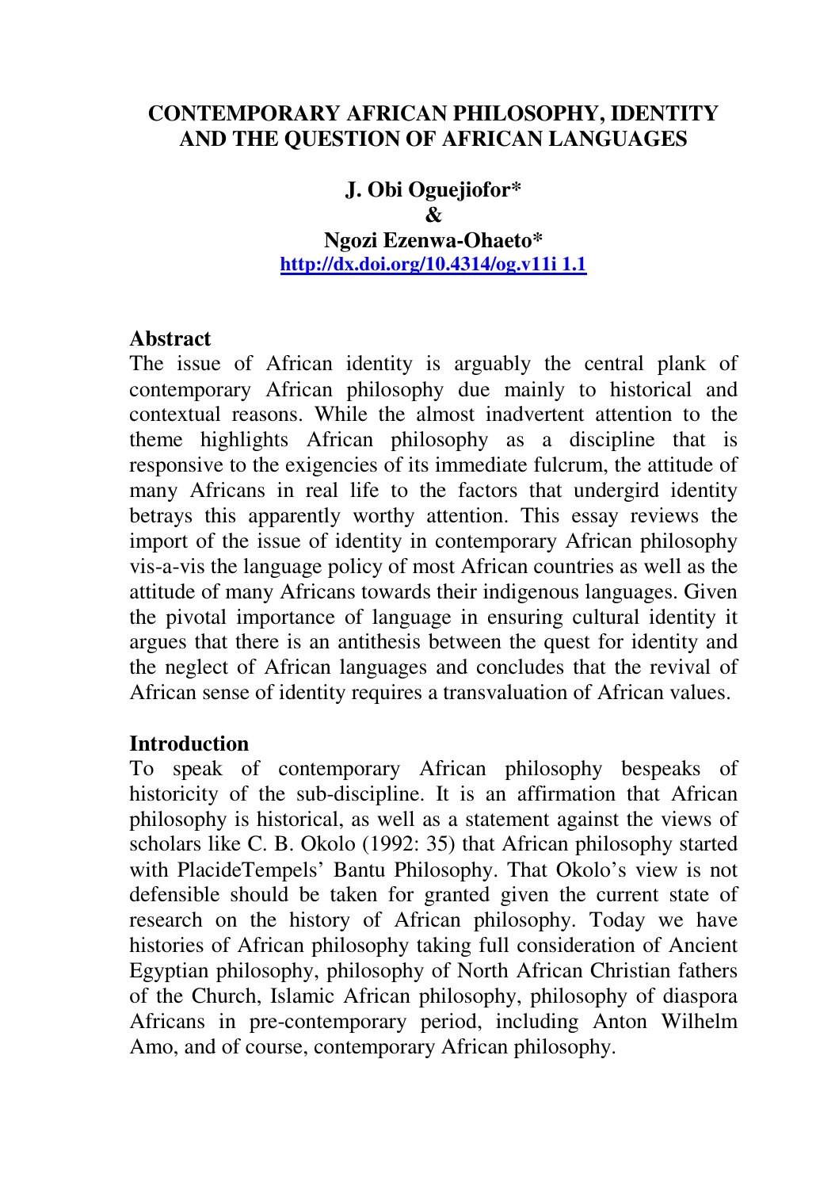# CONTEMPORARY AFRICAN PHILOSOPHY, IDENTITY AND THE QUESTION OF AFRICAN LANGUAGES

**J. Obi Oguejiofor\***
**&**
**Ngozi Ezenwa-Ohaeto\***

http://dx.doi.org/10.4314/og.v11i 1.1

## Abstract

The issue of African identity is arguably the central plank of contemporary African philosophy due mainly to historical and contextual reasons. While the almost inadvertent attention to the theme highlights African philosophy as a discipline that is responsive to the exigencies of its immediate fulcrum, the attitude of many Africans in real life to the factors that undergird identity betrays this apparently worthy attention. This essay reviews the import of the issue of identity in contemporary African philosophy vis-a-vis the language policy of most African countries as well as the attitude of many Africans towards their indigenous languages. Given the pivotal importance of language in ensuring cultural identity it argues that there is an antithesis between the quest for identity and the neglect of African languages and concludes that the revival of African sense of identity requires a transvaluation of African values.

## Introduction

To speak of contemporary African philosophy bespeaks of historicity of the sub-discipline. It is an affirmation that African philosophy is historical, as well as a statement against the views of scholars like C. B. Okolo (1992: 35) that African philosophy started with PlacideTempels' Bantu Philosophy. That Okolo's view is not defensible should be taken for granted given the current state of research on the history of African philosophy. Today we have histories of African philosophy taking full consideration of Ancient Egyptian philosophy, philosophy of North African Christian fathers of the Church, Islamic African philosophy, philosophy of diaspora Africans in pre-contemporary period, including Anton Wilhelm Amo, and of course, contemporary African philosophy.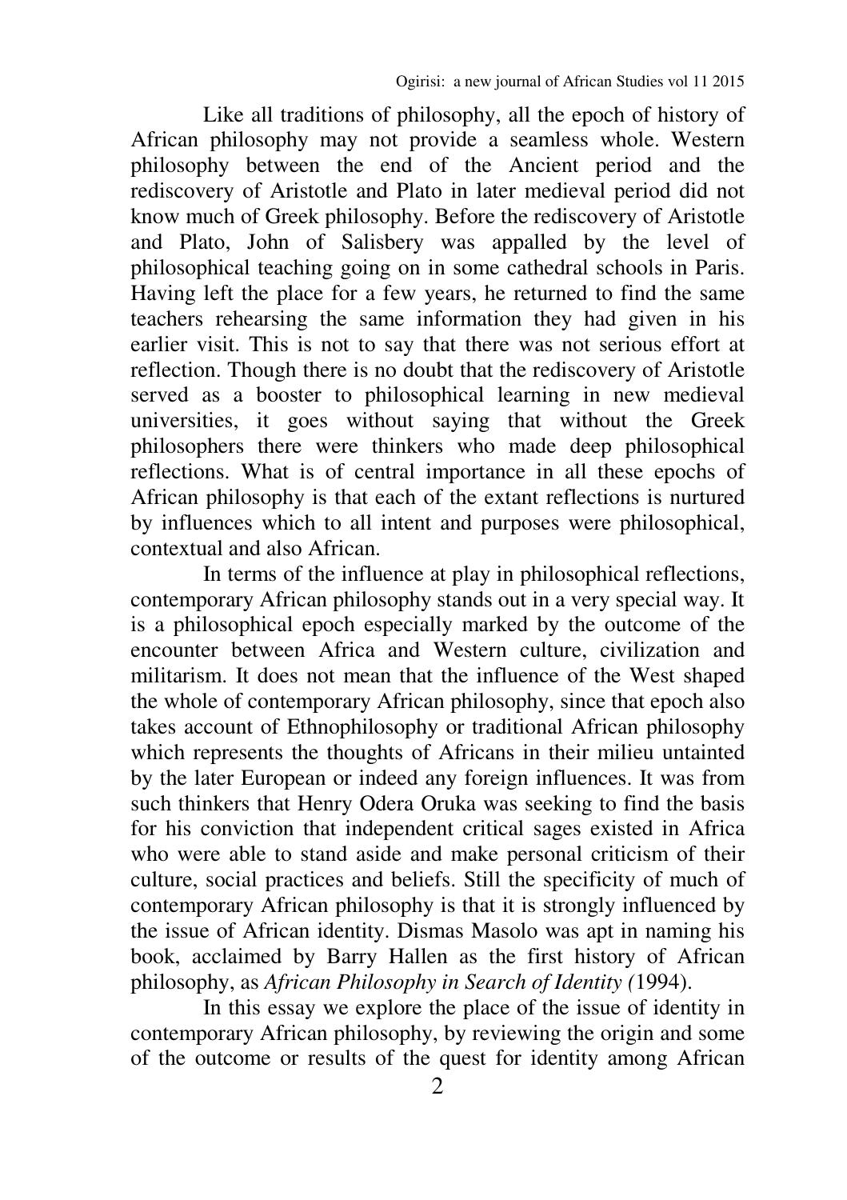Like all traditions of philosophy, all the epoch of history of African philosophy may not provide a seamless whole. Western philosophy between the end of the Ancient period and the rediscovery of Aristotle and Plato in later medieval period did not know much of Greek philosophy. Before the rediscovery of Aristotle and Plato, John of Salisbery was appalled by the level of philosophical teaching going on in some cathedral schools in Paris. Having left the place for a few years, he returned to find the same teachers rehearsing the same information they had given in his earlier visit. This is not to say that there was not serious effort at reflection. Though there is no doubt that the rediscovery of Aristotle served as a booster to philosophical learning in new medieval universities, it goes without saying that without the Greek philosophers there were thinkers who made deep philosophical reflections. What is of central importance in all these epochs of African philosophy is that each of the extant reflections is nurtured by influences which to all intent and purposes were philosophical, contextual and also African.

In terms of the influence at play in philosophical reflections, contemporary African philosophy stands out in a very special way. It is a philosophical epoch especially marked by the outcome of the encounter between Africa and Western culture, civilization and militarism. It does not mean that the influence of the West shaped the whole of contemporary African philosophy, since that epoch also takes account of Ethnophilosophy or traditional African philosophy which represents the thoughts of Africans in their milieu untainted by the later European or indeed any foreign influences. It was from such thinkers that Henry Odera Oruka was seeking to find the basis for his conviction that independent critical sages existed in Africa who were able to stand aside and make personal criticism of their culture, social practices and beliefs. Still the specificity of much of contemporary African philosophy is that it is strongly influenced by the issue of African identity. Dismas Masolo was apt in naming his book, acclaimed by Barry Hallen as the first history of African philosophy, as *African Philosophy in Search of Identity (*1994).

In this essay we explore the place of the issue of identity in contemporary African philosophy, by reviewing the origin and some of the outcome or results of the quest for identity among African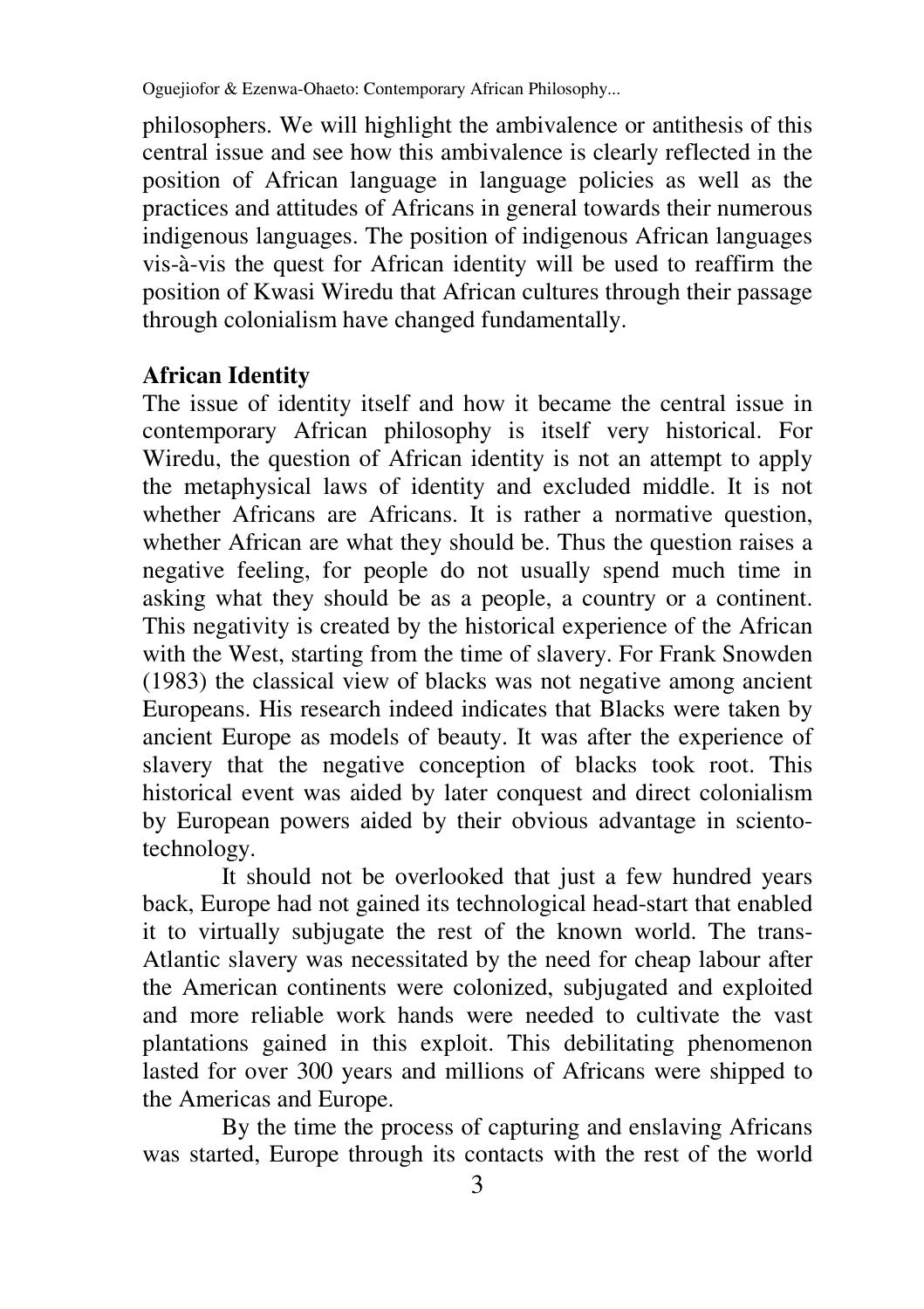philosophers. We will highlight the ambivalence or antithesis of this central issue and see how this ambivalence is clearly reflected in the position of African language in language policies as well as the practices and attitudes of Africans in general towards their numerous indigenous languages. The position of indigenous African languages vis-à-vis the quest for African identity will be used to reaffirm the position of Kwasi Wiredu that African cultures through their passage through colonialism have changed fundamentally.

## African Identity

The issue of identity itself and how it became the central issue in contemporary African philosophy is itself very historical. For Wiredu, the question of African identity is not an attempt to apply the metaphysical laws of identity and excluded middle. It is not whether Africans are Africans. It is rather a normative question, whether African are what they should be. Thus the question raises a negative feeling, for people do not usually spend much time in asking what they should be as a people, a country or a continent. This negativity is created by the historical experience of the African with the West, starting from the time of slavery. For Frank Snowden (1983) the classical view of blacks was not negative among ancient Europeans. His research indeed indicates that Blacks were taken by ancient Europe as models of beauty. It was after the experience of slavery that the negative conception of blacks took root. This historical event was aided by later conquest and direct colonialism by European powers aided by their obvious advantage in sciento-technology.

It should not be overlooked that just a few hundred years back, Europe had not gained its technological head-start that enabled it to virtually subjugate the rest of the known world. The trans-Atlantic slavery was necessitated by the need for cheap labour after the American continents were colonized, subjugated and exploited and more reliable work hands were needed to cultivate the vast plantations gained in this exploit. This debilitating phenomenon lasted for over 300 years and millions of Africans were shipped to the Americas and Europe.

By the time the process of capturing and enslaving Africans was started, Europe through its contacts with the rest of the world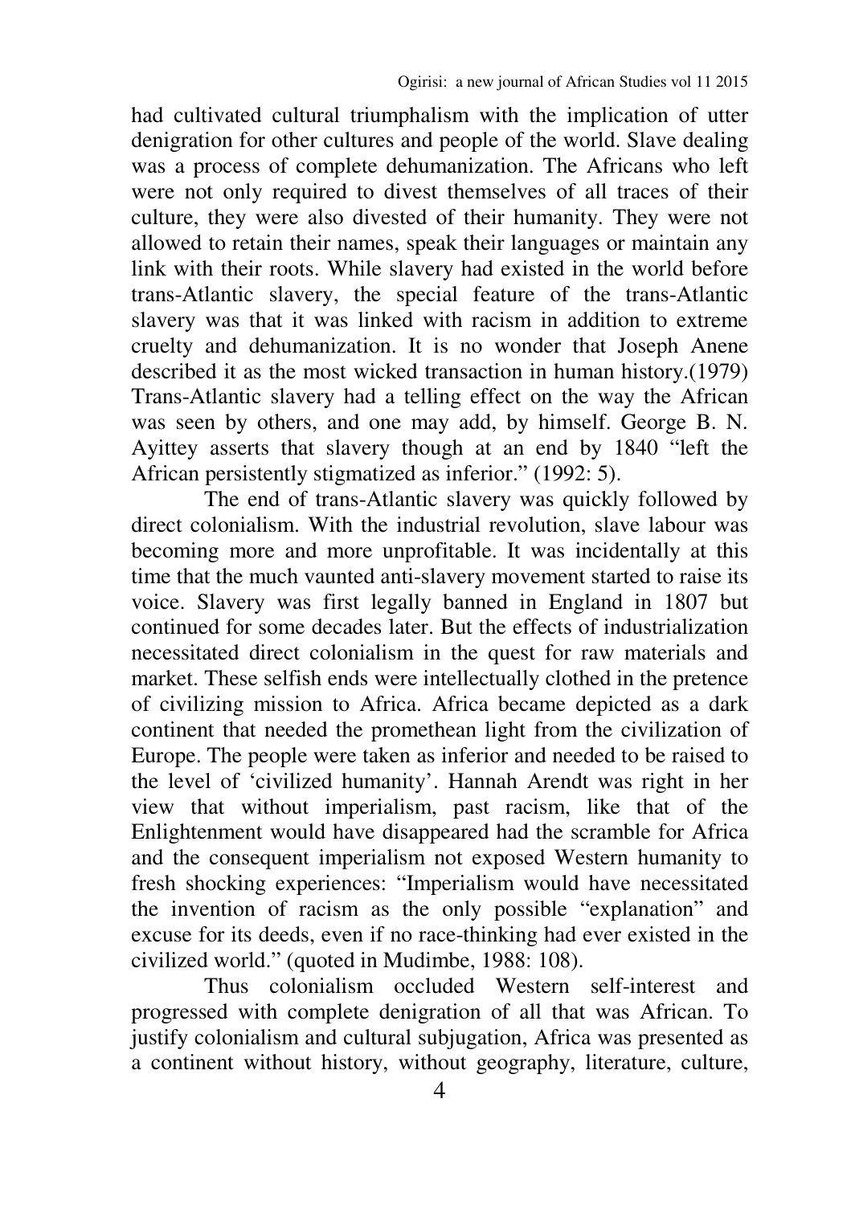had cultivated cultural triumphalism with the implication of utter denigration for other cultures and people of the world. Slave dealing was a process of complete dehumanization. The Africans who left were not only required to divest themselves of all traces of their culture, they were also divested of their humanity. They were not allowed to retain their names, speak their languages or maintain any link with their roots. While slavery had existed in the world before trans-Atlantic slavery, the special feature of the trans-Atlantic slavery was that it was linked with racism in addition to extreme cruelty and dehumanization. It is no wonder that Joseph Anene described it as the most wicked transaction in human history.(1979) Trans-Atlantic slavery had a telling effect on the way the African was seen by others, and one may add, by himself. George B. N. Ayittey asserts that slavery though at an end by 1840 "left the African persistently stigmatized as inferior." (1992: 5).

The end of trans-Atlantic slavery was quickly followed by direct colonialism. With the industrial revolution, slave labour was becoming more and more unprofitable. It was incidentally at this time that the much vaunted anti-slavery movement started to raise its voice. Slavery was first legally banned in England in 1807 but continued for some decades later. But the effects of industrialization necessitated direct colonialism in the quest for raw materials and market. These selfish ends were intellectually clothed in the pretence of civilizing mission to Africa. Africa became depicted as a dark continent that needed the promethean light from the civilization of Europe. The people were taken as inferior and needed to be raised to the level of 'civilized humanity'. Hannah Arendt was right in her view that without imperialism, past racism, like that of the Enlightenment would have disappeared had the scramble for Africa and the consequent imperialism not exposed Western humanity to fresh shocking experiences: "Imperialism would have necessitated the invention of racism as the only possible "explanation" and excuse for its deeds, even if no race-thinking had ever existed in the civilized world." (quoted in Mudimbe, 1988: 108).

Thus colonialism occluded Western self-interest and progressed with complete denigration of all that was African. To justify colonialism and cultural subjugation, Africa was presented as a continent without history, without geography, literature, culture,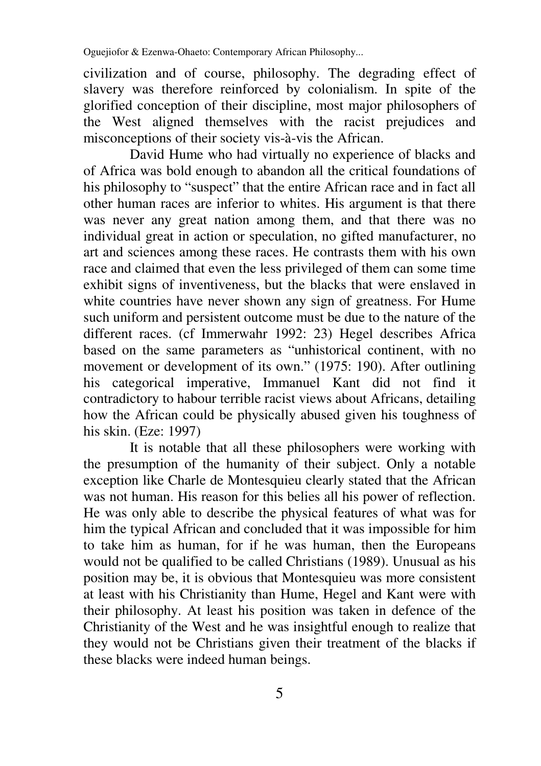civilization and of course, philosophy. The degrading effect of slavery was therefore reinforced by colonialism. In spite of the glorified conception of their discipline, most major philosophers of the West aligned themselves with the racist prejudices and misconceptions of their society vis-à-vis the African.

David Hume who had virtually no experience of blacks and of Africa was bold enough to abandon all the critical foundations of his philosophy to "suspect" that the entire African race and in fact all other human races are inferior to whites. His argument is that there was never any great nation among them, and that there was no individual great in action or speculation, no gifted manufacturer, no art and sciences among these races. He contrasts them with his own race and claimed that even the less privileged of them can some time exhibit signs of inventiveness, but the blacks that were enslaved in white countries have never shown any sign of greatness. For Hume such uniform and persistent outcome must be due to the nature of the different races. (cf Immerwahr 1992: 23) Hegel describes Africa based on the same parameters as "unhistorical continent, with no movement or development of its own." (1975: 190). After outlining his categorical imperative, Immanuel Kant did not find it contradictory to habour terrible racist views about Africans, detailing how the African could be physically abused given his toughness of his skin. (Eze: 1997)

It is notable that all these philosophers were working with the presumption of the humanity of their subject. Only a notable exception like Charle de Montesquieu clearly stated that the African was not human. His reason for this belies all his power of reflection. He was only able to describe the physical features of what was for him the typical African and concluded that it was impossible for him to take him as human, for if he was human, then the Europeans would not be qualified to be called Christians (1989). Unusual as his position may be, it is obvious that Montesquieu was more consistent at least with his Christianity than Hume, Hegel and Kant were with their philosophy. At least his position was taken in defence of the Christianity of the West and he was insightful enough to realize that they would not be Christians given their treatment of the blacks if these blacks were indeed human beings.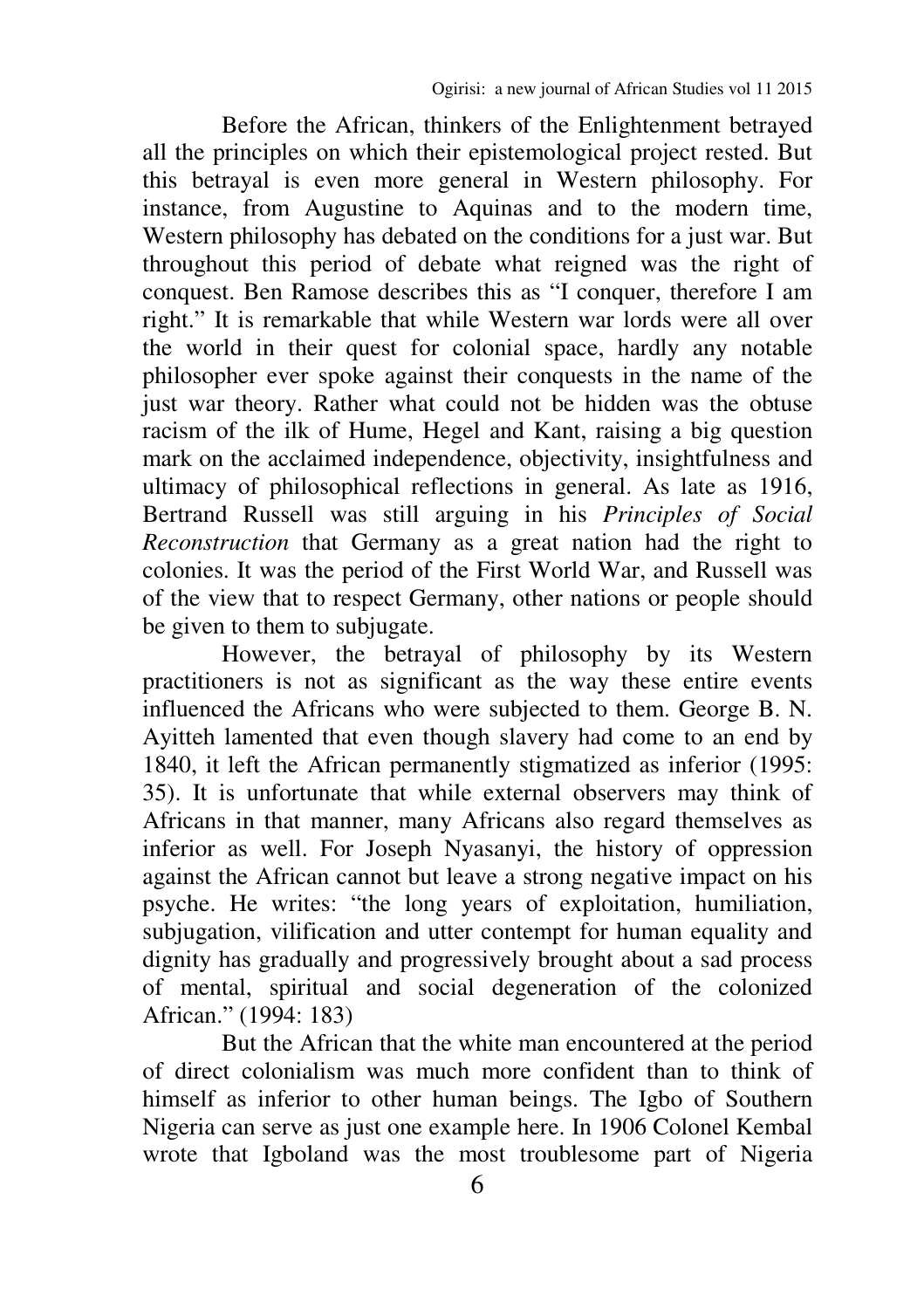Before the African, thinkers of the Enlightenment betrayed all the principles on which their epistemological project rested. But this betrayal is even more general in Western philosophy. For instance, from Augustine to Aquinas and to the modern time, Western philosophy has debated on the conditions for a just war. But throughout this period of debate what reigned was the right of conquest. Ben Ramose describes this as "I conquer, therefore I am right." It is remarkable that while Western war lords were all over the world in their quest for colonial space, hardly any notable philosopher ever spoke against their conquests in the name of the just war theory. Rather what could not be hidden was the obtuse racism of the ilk of Hume, Hegel and Kant, raising a big question mark on the acclaimed independence, objectivity, insightfulness and ultimacy of philosophical reflections in general. As late as 1916, Bertrand Russell was still arguing in his *Principles of Social Reconstruction* that Germany as a great nation had the right to colonies. It was the period of the First World War, and Russell was of the view that to respect Germany, other nations or people should be given to them to subjugate.

However, the betrayal of philosophy by its Western practitioners is not as significant as the way these entire events influenced the Africans who were subjected to them. George B. N. Ayitteh lamented that even though slavery had come to an end by 1840, it left the African permanently stigmatized as inferior (1995: 35). It is unfortunate that while external observers may think of Africans in that manner, many Africans also regard themselves as inferior as well. For Joseph Nyasanyi, the history of oppression against the African cannot but leave a strong negative impact on his psyche. He writes: "the long years of exploitation, humiliation, subjugation, vilification and utter contempt for human equality and dignity has gradually and progressively brought about a sad process of mental, spiritual and social degeneration of the colonized African." (1994: 183)

But the African that the white man encountered at the period of direct colonialism was much more confident than to think of himself as inferior to other human beings. The Igbo of Southern Nigeria can serve as just one example here. In 1906 Colonel Kembal wrote that Igboland was the most troublesome part of Nigeria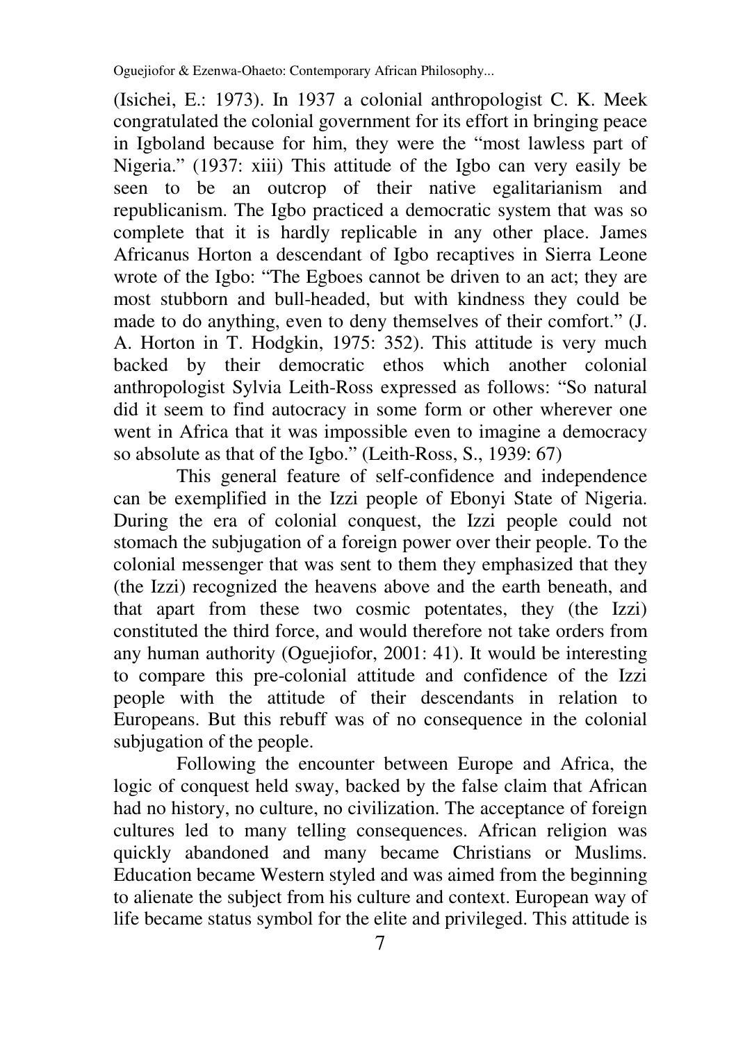(Isichei, E.: 1973). In 1937 a colonial anthropologist C. K. Meek congratulated the colonial government for its effort in bringing peace in Igboland because for him, they were the "most lawless part of Nigeria." (1937: xiii) This attitude of the Igbo can very easily be seen to be an outcrop of their native egalitarianism and republicanism. The Igbo practiced a democratic system that was so complete that it is hardly replicable in any other place. James Africanus Horton a descendant of Igbo recaptives in Sierra Leone wrote of the Igbo: "The Egboes cannot be driven to an act; they are most stubborn and bull-headed, but with kindness they could be made to do anything, even to deny themselves of their comfort." (J. A. Horton in T. Hodgkin, 1975: 352). This attitude is very much backed by their democratic ethos which another colonial anthropologist Sylvia Leith-Ross expressed as follows: "So natural did it seem to find autocracy in some form or other wherever one went in Africa that it was impossible even to imagine a democracy so absolute as that of the Igbo." (Leith-Ross, S., 1939: 67)

This general feature of self-confidence and independence can be exemplified in the Izzi people of Ebonyi State of Nigeria. During the era of colonial conquest, the Izzi people could not stomach the subjugation of a foreign power over their people. To the colonial messenger that was sent to them they emphasized that they (the Izzi) recognized the heavens above and the earth beneath, and that apart from these two cosmic potentates, they (the Izzi) constituted the third force, and would therefore not take orders from any human authority (Oguejiofor, 2001: 41). It would be interesting to compare this pre-colonial attitude and confidence of the Izzi people with the attitude of their descendants in relation to Europeans. But this rebuff was of no consequence in the colonial subjugation of the people.

Following the encounter between Europe and Africa, the logic of conquest held sway, backed by the false claim that African had no history, no culture, no civilization. The acceptance of foreign cultures led to many telling consequences. African religion was quickly abandoned and many became Christians or Muslims. Education became Western styled and was aimed from the beginning to alienate the subject from his culture and context. European way of life became status symbol for the elite and privileged. This attitude is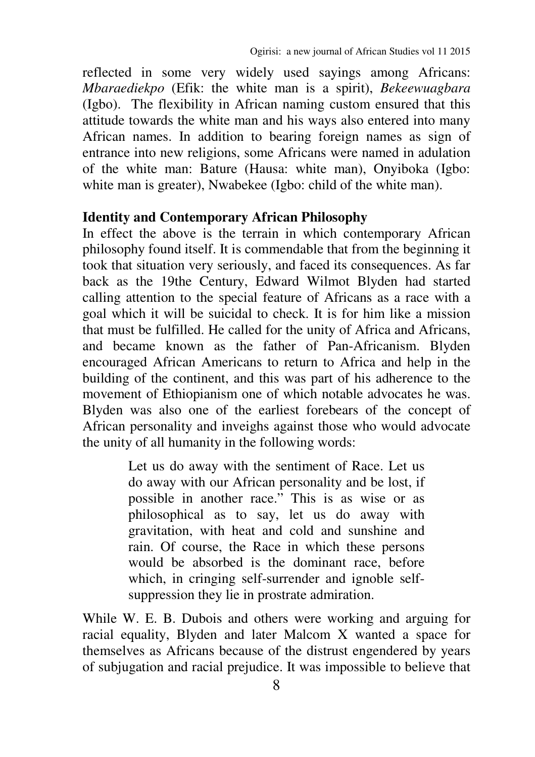reflected in some very widely used sayings among Africans: *Mbaraediekpo* (Efik: the white man is a spirit), *Bekeewuagbara* (Igbo). The flexibility in African naming custom ensured that this attitude towards the white man and his ways also entered into many African names. In addition to bearing foreign names as sign of entrance into new religions, some Africans were named in adulation of the white man: Bature (Hausa: white man), Onyiboka (Igbo: white man is greater), Nwabekee (Igbo: child of the white man).

## Identity and Contemporary African Philosophy

In effect the above is the terrain in which contemporary African philosophy found itself. It is commendable that from the beginning it took that situation very seriously, and faced its consequences. As far back as the 19the Century, Edward Wilmot Blyden had started calling attention to the special feature of Africans as a race with a goal which it will be suicidal to check. It is for him like a mission that must be fulfilled. He called for the unity of Africa and Africans, and became known as the father of Pan-Africanism. Blyden encouraged African Americans to return to Africa and help in the building of the continent, and this was part of his adherence to the movement of Ethiopianism one of which notable advocates he was. Blyden was also one of the earliest forebears of the concept of African personality and inveighs against those who would advocate the unity of all humanity in the following words:

> Let us do away with the sentiment of Race. Let us do away with our African personality and be lost, if possible in another race." This is as wise or as philosophical as to say, let us do away with gravitation, with heat and cold and sunshine and rain. Of course, the Race in which these persons would be absorbed is the dominant race, before which, in cringing self-surrender and ignoble self-suppression they lie in prostrate admiration.

While W. E. B. Dubois and others were working and arguing for racial equality, Blyden and later Malcom X wanted a space for themselves as Africans because of the distrust engendered by years of subjugation and racial prejudice. It was impossible to believe that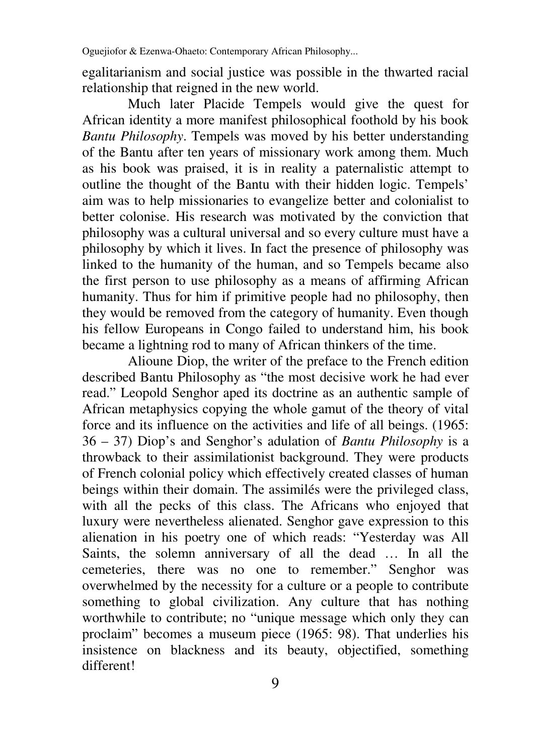egalitarianism and social justice was possible in the thwarted racial relationship that reigned in the new world.

Much later Placide Tempels would give the quest for African identity a more manifest philosophical foothold by his book *Bantu Philosophy*. Tempels was moved by his better understanding of the Bantu after ten years of missionary work among them. Much as his book was praised, it is in reality a paternalistic attempt to outline the thought of the Bantu with their hidden logic. Tempels' aim was to help missionaries to evangelize better and colonialist to better colonise. His research was motivated by the conviction that philosophy was a cultural universal and so every culture must have a philosophy by which it lives. In fact the presence of philosophy was linked to the humanity of the human, and so Tempels became also the first person to use philosophy as a means of affirming African humanity. Thus for him if primitive people had no philosophy, then they would be removed from the category of humanity. Even though his fellow Europeans in Congo failed to understand him, his book became a lightning rod to many of African thinkers of the time.

Alioune Diop, the writer of the preface to the French edition described Bantu Philosophy as "the most decisive work he had ever read." Leopold Senghor aped its doctrine as an authentic sample of African metaphysics copying the whole gamut of the theory of vital force and its influence on the activities and life of all beings. (1965: 36 – 37) Diop's and Senghor's adulation of *Bantu Philosophy* is a throwback to their assimilationist background. They were products of French colonial policy which effectively created classes of human beings within their domain. The assimilés were the privileged class, with all the pecks of this class. The Africans who enjoyed that luxury were nevertheless alienated. Senghor gave expression to this alienation in his poetry one of which reads: "Yesterday was All Saints, the solemn anniversary of all the dead … In all the cemeteries, there was no one to remember." Senghor was overwhelmed by the necessity for a culture or a people to contribute something to global civilization. Any culture that has nothing worthwhile to contribute; no "unique message which only they can proclaim" becomes a museum piece (1965: 98). That underlies his insistence on blackness and its beauty, objectified, something different!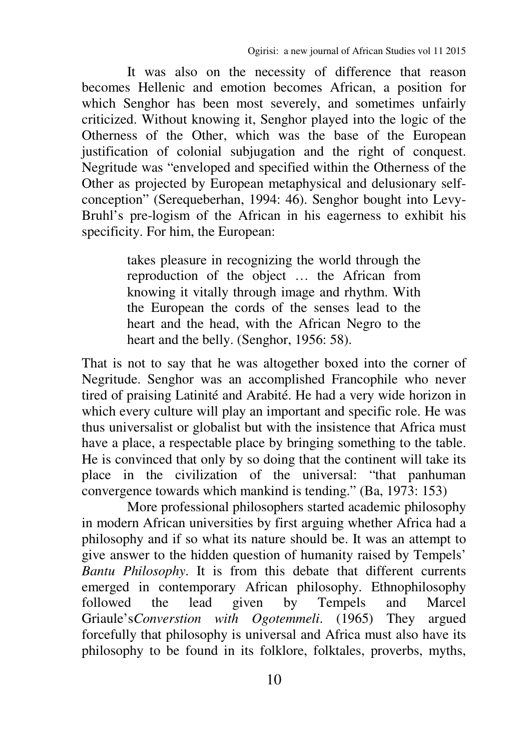It was also on the necessity of difference that reason becomes Hellenic and emotion becomes African, a position for which Senghor has been most severely, and sometimes unfairly criticized. Without knowing it, Senghor played into the logic of the Otherness of the Other, which was the base of the European justification of colonial subjugation and the right of conquest. Negritude was "enveloped and specified within the Otherness of the Other as projected by European metaphysical and delusionary self-conception" (Serequeberhan, 1994: 46). Senghor bought into Levy-Bruhl's pre-logism of the African in his eagerness to exhibit his specificity. For him, the European:

> takes pleasure in recognizing the world through the reproduction of the object … the African from knowing it vitally through image and rhythm. With the European the cords of the senses lead to the heart and the head, with the African Negro to the heart and the belly. (Senghor, 1956: 58).

That is not to say that he was altogether boxed into the corner of Negritude. Senghor was an accomplished Francophile who never tired of praising Latinité and Arabité. He had a very wide horizon in which every culture will play an important and specific role. He was thus universalist or globalist but with the insistence that Africa must have a place, a respectable place by bringing something to the table. He is convinced that only by so doing that the continent will take its place in the civilization of the universal: "that panhuman convergence towards which mankind is tending." (Ba, 1973: 153)

More professional philosophers started academic philosophy in modern African universities by first arguing whether Africa had a philosophy and if so what its nature should be. It was an attempt to give answer to the hidden question of humanity raised by Tempels' *Bantu Philosophy*. It is from this debate that different currents emerged in contemporary African philosophy. Ethnophilosophy followed the lead given by Tempels and Marcel Griaule's*Converstion with Ogotemmeli*. (1965) They argued forcefully that philosophy is universal and Africa must also have its philosophy to be found in its folklore, folktales, proverbs, myths,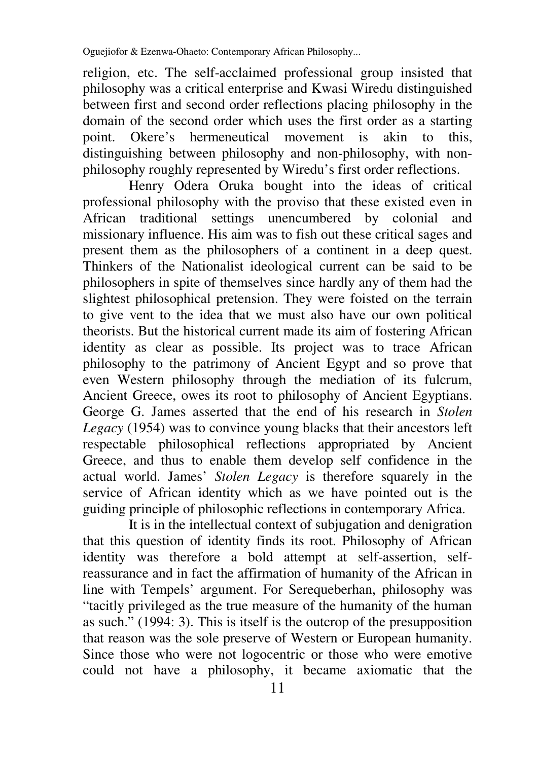religion, etc. The self-acclaimed professional group insisted that philosophy was a critical enterprise and Kwasi Wiredu distinguished between first and second order reflections placing philosophy in the domain of the second order which uses the first order as a starting point. Okere's hermeneutical movement is akin to this, distinguishing between philosophy and non-philosophy, with non-philosophy roughly represented by Wiredu's first order reflections.

Henry Odera Oruka bought into the ideas of critical professional philosophy with the proviso that these existed even in African traditional settings unencumbered by colonial and missionary influence. His aim was to fish out these critical sages and present them as the philosophers of a continent in a deep quest. Thinkers of the Nationalist ideological current can be said to be philosophers in spite of themselves since hardly any of them had the slightest philosophical pretension. They were foisted on the terrain to give vent to the idea that we must also have our own political theorists. But the historical current made its aim of fostering African identity as clear as possible. Its project was to trace African philosophy to the patrimony of Ancient Egypt and so prove that even Western philosophy through the mediation of its fulcrum, Ancient Greece, owes its root to philosophy of Ancient Egyptians. George G. James asserted that the end of his research in *Stolen Legacy* (1954) was to convince young blacks that their ancestors left respectable philosophical reflections appropriated by Ancient Greece, and thus to enable them develop self confidence in the actual world. James' *Stolen Legacy* is therefore squarely in the service of African identity which as we have pointed out is the guiding principle of philosophic reflections in contemporary Africa.

It is in the intellectual context of subjugation and denigration that this question of identity finds its root. Philosophy of African identity was therefore a bold attempt at self-assertion, self-reassurance and in fact the affirmation of humanity of the African in line with Tempels' argument. For Serequeberhan, philosophy was "tacitly privileged as the true measure of the humanity of the human as such." (1994: 3). This is itself is the outcrop of the presupposition that reason was the sole preserve of Western or European humanity. Since those who were not logocentric or those who were emotive could not have a philosophy, it became axiomatic that the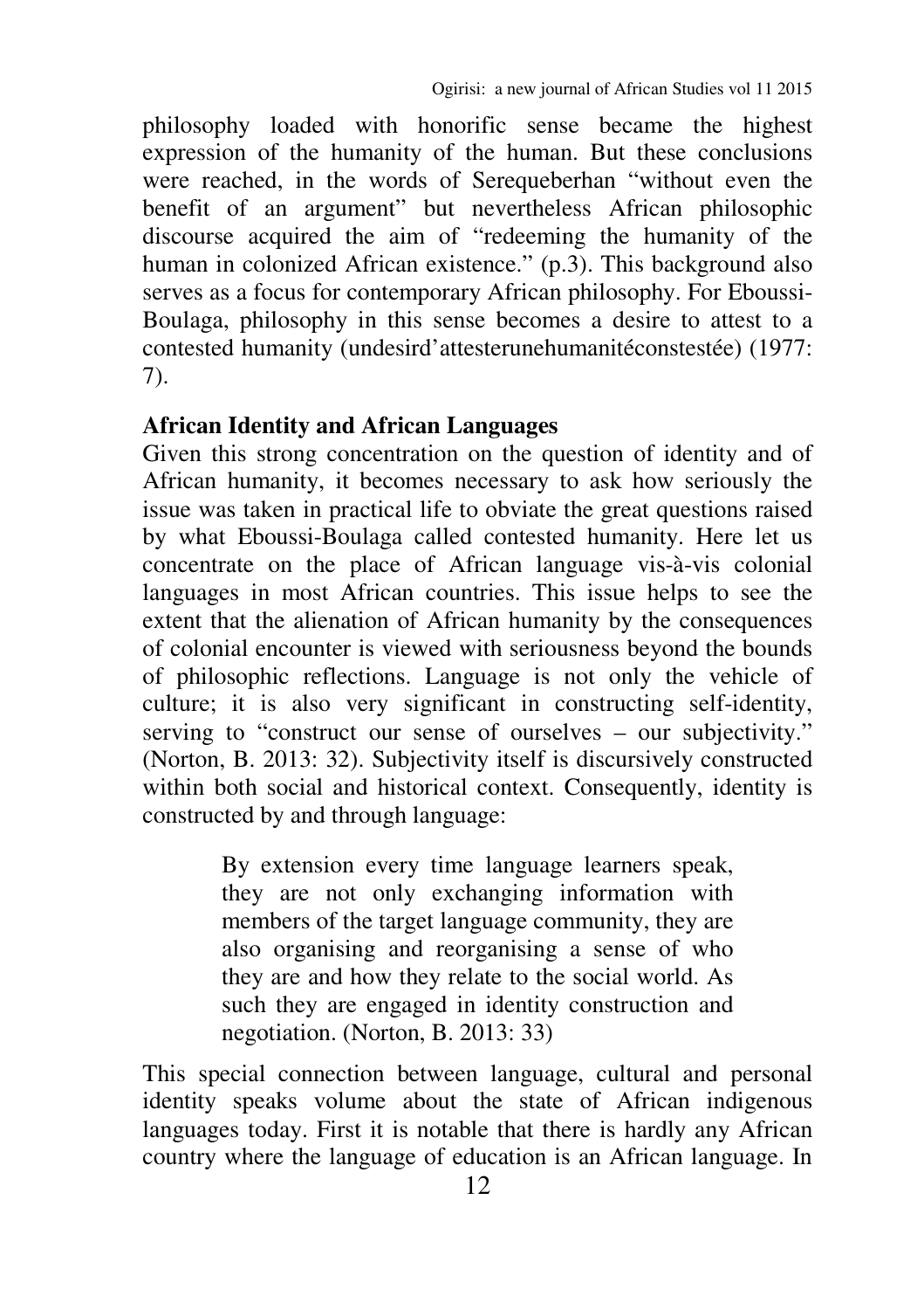philosophy loaded with honorific sense became the highest expression of the humanity of the human. But these conclusions were reached, in the words of Serequeberhan "without even the benefit of an argument" but nevertheless African philosophic discourse acquired the aim of "redeeming the humanity of the human in colonized African existence." (p.3). This background also serves as a focus for contemporary African philosophy. For Eboussi-Boulaga, philosophy in this sense becomes a desire to attest to a contested humanity (undesird'attesterunehumanitéconstestée) (1977: 7).

## African Identity and African Languages

Given this strong concentration on the question of identity and of African humanity, it becomes necessary to ask how seriously the issue was taken in practical life to obviate the great questions raised by what Eboussi-Boulaga called contested humanity. Here let us concentrate on the place of African language vis-à-vis colonial languages in most African countries. This issue helps to see the extent that the alienation of African humanity by the consequences of colonial encounter is viewed with seriousness beyond the bounds of philosophic reflections. Language is not only the vehicle of culture; it is also very significant in constructing self-identity, serving to "construct our sense of ourselves – our subjectivity." (Norton, B. 2013: 32). Subjectivity itself is discursively constructed within both social and historical context. Consequently, identity is constructed by and through language:

> By extension every time language learners speak, they are not only exchanging information with members of the target language community, they are also organising and reorganising a sense of who they are and how they relate to the social world. As such they are engaged in identity construction and negotiation. (Norton, B. 2013: 33)

This special connection between language, cultural and personal identity speaks volume about the state of African indigenous languages today. First it is notable that there is hardly any African country where the language of education is an African language. In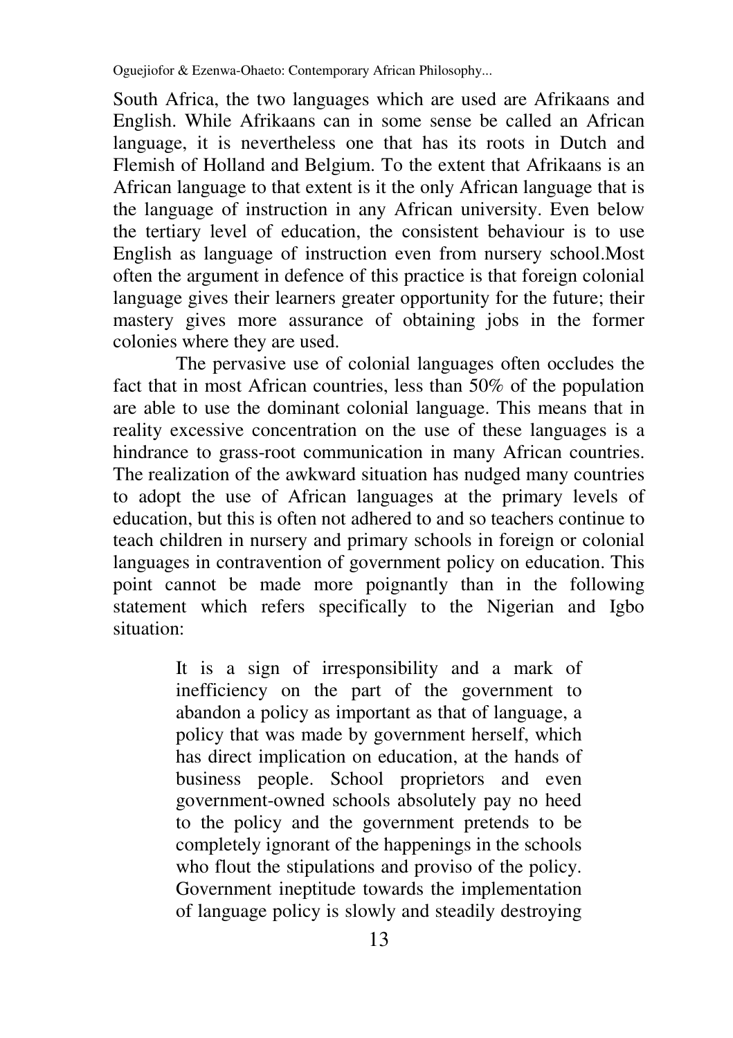South Africa, the two languages which are used are Afrikaans and English. While Afrikaans can in some sense be called an African language, it is nevertheless one that has its roots in Dutch and Flemish of Holland and Belgium. To the extent that Afrikaans is an African language to that extent is it the only African language that is the language of instruction in any African university. Even below the tertiary level of education, the consistent behaviour is to use English as language of instruction even from nursery school.Most often the argument in defence of this practice is that foreign colonial language gives their learners greater opportunity for the future; their mastery gives more assurance of obtaining jobs in the former colonies where they are used.

The pervasive use of colonial languages often occludes the fact that in most African countries, less than 50% of the population are able to use the dominant colonial language. This means that in reality excessive concentration on the use of these languages is a hindrance to grass-root communication in many African countries. The realization of the awkward situation has nudged many countries to adopt the use of African languages at the primary levels of education, but this is often not adhered to and so teachers continue to teach children in nursery and primary schools in foreign or colonial languages in contravention of government policy on education. This point cannot be made more poignantly than in the following statement which refers specifically to the Nigerian and Igbo situation:

> It is a sign of irresponsibility and a mark of inefficiency on the part of the government to abandon a policy as important as that of language, a policy that was made by government herself, which has direct implication on education, at the hands of business people. School proprietors and even government-owned schools absolutely pay no heed to the policy and the government pretends to be completely ignorant of the happenings in the schools who flout the stipulations and proviso of the policy. Government ineptitude towards the implementation of language policy is slowly and steadily destroying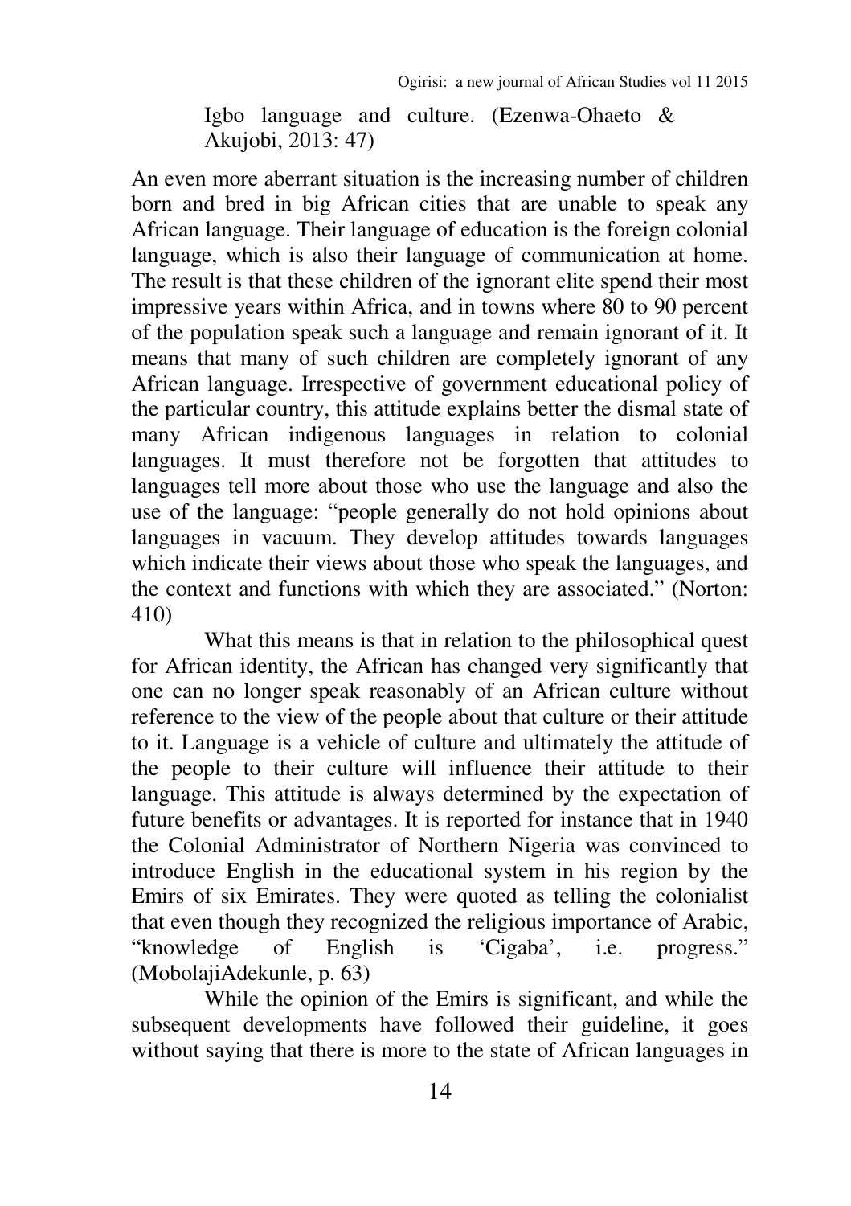> Igbo language and culture. (Ezenwa-Ohaeto & Akujobi, 2013: 47)

An even more aberrant situation is the increasing number of children born and bred in big African cities that are unable to speak any African language. Their language of education is the foreign colonial language, which is also their language of communication at home. The result is that these children of the ignorant elite spend their most impressive years within Africa, and in towns where 80 to 90 percent of the population speak such a language and remain ignorant of it. It means that many of such children are completely ignorant of any African language. Irrespective of government educational policy of the particular country, this attitude explains better the dismal state of many African indigenous languages in relation to colonial languages. It must therefore not be forgotten that attitudes to languages tell more about those who use the language and also the use of the language: "people generally do not hold opinions about languages in vacuum. They develop attitudes towards languages which indicate their views about those who speak the languages, and the context and functions with which they are associated." (Norton: 410)

What this means is that in relation to the philosophical quest for African identity, the African has changed very significantly that one can no longer speak reasonably of an African culture without reference to the view of the people about that culture or their attitude to it. Language is a vehicle of culture and ultimately the attitude of the people to their culture will influence their attitude to their language. This attitude is always determined by the expectation of future benefits or advantages. It is reported for instance that in 1940 the Colonial Administrator of Northern Nigeria was convinced to introduce English in the educational system in his region by the Emirs of six Emirates. They were quoted as telling the colonialist that even though they recognized the religious importance of Arabic, "knowledge of English is 'Cigaba', i.e. progress." (MobolajiAdekunle, p. 63)

While the opinion of the Emirs is significant, and while the subsequent developments have followed their guideline, it goes without saying that there is more to the state of African languages in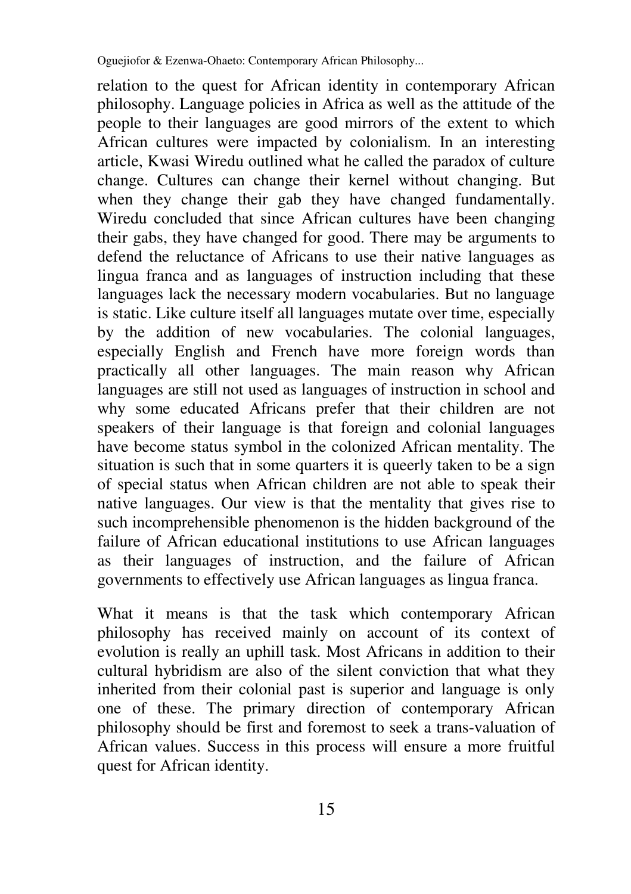relation to the quest for African identity in contemporary African philosophy. Language policies in Africa as well as the attitude of the people to their languages are good mirrors of the extent to which African cultures were impacted by colonialism. In an interesting article, Kwasi Wiredu outlined what he called the paradox of culture change. Cultures can change their kernel without changing. But when they change their gab they have changed fundamentally. Wiredu concluded that since African cultures have been changing their gabs, they have changed for good. There may be arguments to defend the reluctance of Africans to use their native languages as lingua franca and as languages of instruction including that these languages lack the necessary modern vocabularies. But no language is static. Like culture itself all languages mutate over time, especially by the addition of new vocabularies. The colonial languages, especially English and French have more foreign words than practically all other languages. The main reason why African languages are still not used as languages of instruction in school and why some educated Africans prefer that their children are not speakers of their language is that foreign and colonial languages have become status symbol in the colonized African mentality. The situation is such that in some quarters it is queerly taken to be a sign of special status when African children are not able to speak their native languages. Our view is that the mentality that gives rise to such incomprehensible phenomenon is the hidden background of the failure of African educational institutions to use African languages as their languages of instruction, and the failure of African governments to effectively use African languages as lingua franca.

What it means is that the task which contemporary African philosophy has received mainly on account of its context of evolution is really an uphill task. Most Africans in addition to their cultural hybridism are also of the silent conviction that what they inherited from their colonial past is superior and language is only one of these. The primary direction of contemporary African philosophy should be first and foremost to seek a trans-valuation of African values. Success in this process will ensure a more fruitful quest for African identity.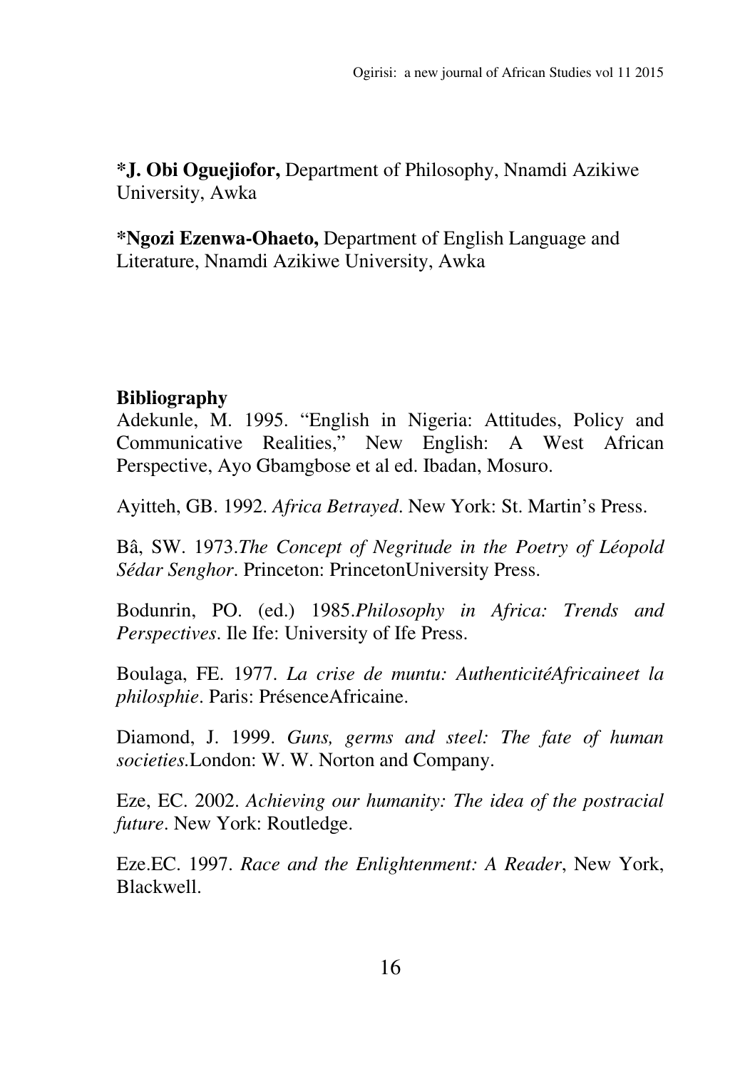**\*J. Obi Oguejiofor,** Department of Philosophy, Nnamdi Azikiwe University, Awka

**\*Ngozi Ezenwa-Ohaeto,** Department of English Language and Literature, Nnamdi Azikiwe University, Awka

**Bibliography**

Adekunle, M. 1995. "English in Nigeria: Attitudes, Policy and Communicative Realities," New English: A West African Perspective, Ayo Gbamgbose et al ed. Ibadan, Mosuro.

Ayitteh, GB. 1992. *Africa Betrayed*. New York: St. Martin's Press.

Bâ, SW. 1973.*The Concept of Negritude in the Poetry of Léopold Sédar Senghor*. Princeton: PrincetonUniversity Press.

Bodunrin, PO. (ed.) 1985.*Philosophy in Africa: Trends and Perspectives*. Ile Ife: University of Ife Press.

Boulaga, FE. 1977. *La crise de muntu: AuthenticitéAfricaineet la philosphie*. Paris: PrésenceAfricaine.

Diamond, J. 1999. *Guns, germs and steel: The fate of human societies.*London: W. W. Norton and Company.

Eze, EC. 2002. *Achieving our humanity: The idea of the postracial future*. New York: Routledge.

Eze.EC. 1997. *Race and the Enlightenment: A Reader*, New York, Blackwell.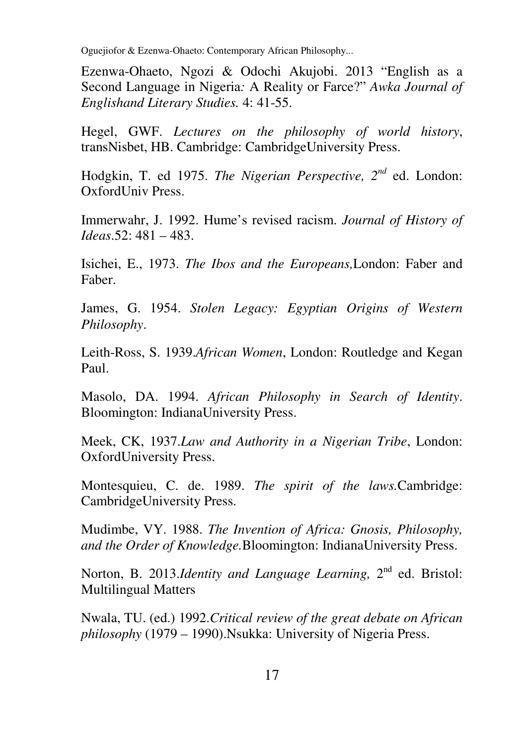Ezenwa-Ohaeto, Ngozi & Odochi Akujobi. 2013 "English as a Second Language in Nigeria*:* A Reality or Farce?" *Awka Journal of Englishand Literary Studies.* 4: 41-55.

Hegel, GWF. *Lectures on the philosophy of world history*, transNisbet, HB. Cambridge: CambridgeUniversity Press.

Hodgkin, T. ed 1975. *The Nigerian Perspective, 2nd* ed. London: OxfordUniv Press.

Immerwahr, J. 1992. Hume's revised racism. *Journal of History of Ideas*.52: 481 – 483.

Isichei, E., 1973. *The Ibos and the Europeans,*London: Faber and Faber.

James, G. 1954. *Stolen Legacy: Egyptian Origins of Western Philosophy*.

Leith-Ross, S. 1939.*African Women*, London: Routledge and Kegan Paul.

Masolo, DA. 1994. *African Philosophy in Search of Identity*. Bloomington: IndianaUniversity Press.

Meek, CK, 1937.*Law and Authority in a Nigerian Tribe*, London: OxfordUniversity Press.

Montesquieu, C. de. 1989. *The spirit of the laws.*Cambridge: CambridgeUniversity Press.

Mudimbe, VY. 1988. *The Invention of Africa: Gnosis, Philosophy, and the Order of Knowledge.*Bloomington: IndianaUniversity Press.

Norton, B. 2013.*Identity and Language Learning,* 2nd ed. Bristol: Multilingual Matters

Nwala, TU. (ed.) 1992.*Critical review of the great debate on African philosophy* (1979 – 1990).Nsukka: University of Nigeria Press.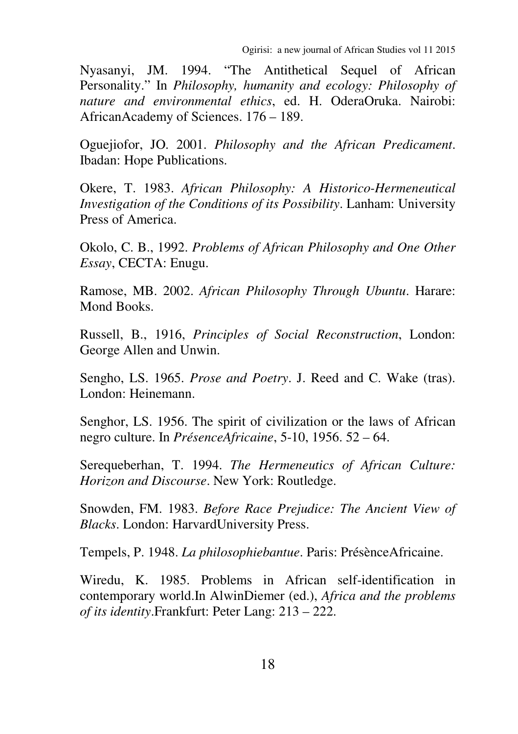Nyasanyi, JM. 1994. "The Antithetical Sequel of African Personality." In *Philosophy, humanity and ecology: Philosophy of nature and environmental ethics*, ed. H. OderaOruka. Nairobi: AfricanAcademy of Sciences. 176 – 189.

Oguejiofor, JO. 2001. *Philosophy and the African Predicament*. Ibadan: Hope Publications.

Okere, T. 1983. *African Philosophy: A Historico-Hermeneutical Investigation of the Conditions of its Possibility*. Lanham: University Press of America.

Okolo, C. B., 1992. *Problems of African Philosophy and One Other Essay*, CECTA: Enugu.

Ramose, MB. 2002. *African Philosophy Through Ubuntu*. Harare: Mond Books.

Russell, B., 1916, *Principles of Social Reconstruction*, London: George Allen and Unwin.

Sengho, LS. 1965. *Prose and Poetry*. J. Reed and C. Wake (tras). London: Heinemann.

Senghor, LS. 1956. The spirit of civilization or the laws of African negro culture. In *PrésenceAfricaine*, 5-10, 1956. 52 – 64.

Serequeberhan, T. 1994. *The Hermeneutics of African Culture: Horizon and Discourse*. New York: Routledge.

Snowden, FM. 1983. *Before Race Prejudice: The Ancient View of Blacks*. London: HarvardUniversity Press.

Tempels, P. 1948. *La philosophiebantue*. Paris: PrésènceAfricaine.

Wiredu, K. 1985. Problems in African self-identification in contemporary world.In AlwinDiemer (ed.), *Africa and the problems of its identity*.Frankfurt: Peter Lang: 213 – 222.